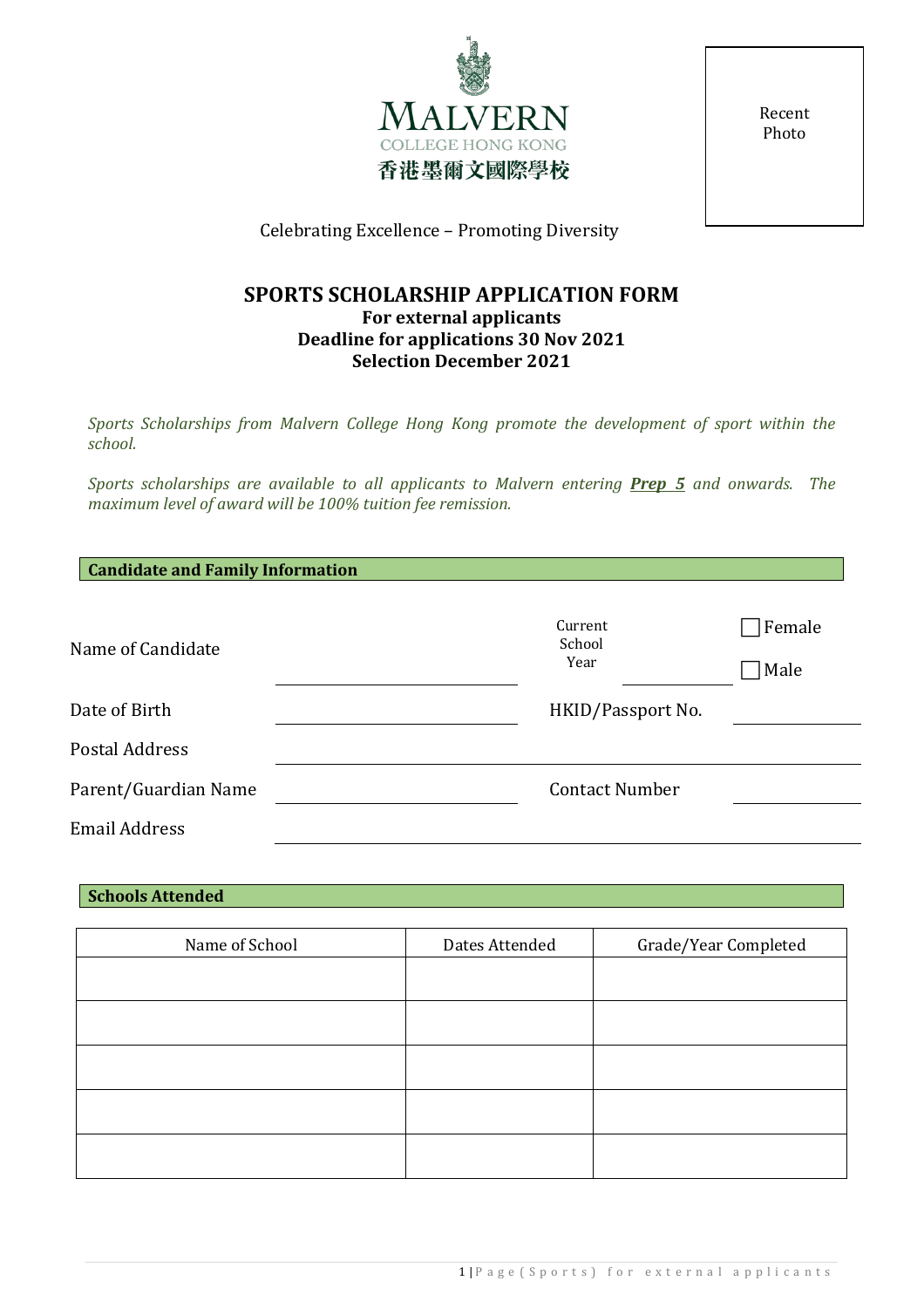MALVERN
COLLEGE HONG KONG
香港墨爾文國際學校

Recent Photo

Celebrating Excellence – Promoting Diversity

# SPORTS SCHOLARSHIP APPLICATION FORM

### For external applicants
### Deadline for applications 30 Nov 2021
### Selection December 2021

*Sports Scholarships from Malvern College Hong Kong promote the development of sport within the school.*

*Sports scholarships are available to all applicants to Malvern entering* ***Prep 5*** *and onwards. The maximum level of award will be 100% tuition fee remission.*

## Candidate and Family Information

Name of Candidate ______________________ Current School Year __________ ☐ Female ☐ Male

Date of Birth ______________________ HKID/Passport No. __________

Postal Address ____________________________________________

Parent/Guardian Name ______________________ Contact Number __________

Email Address ____________________________________________

## Schools Attended

| Name of School | Dates Attended | Grade/Year Completed |
|---|---|---|
| | | |
| | | |
| | | |
| | | |
| | | |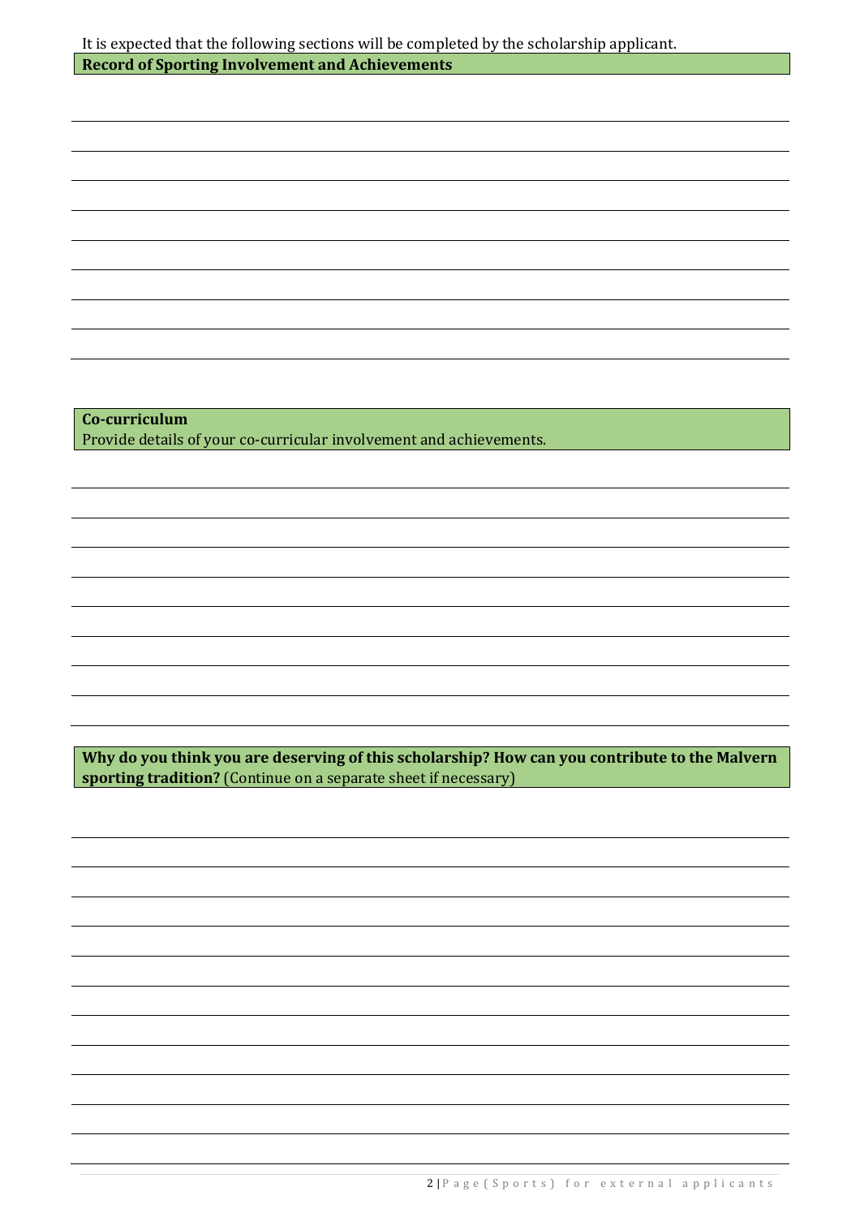It is expected that the following sections will be completed by the scholarship applicant.

**Record of Sporting Involvement and Achievements**

**Co-curriculum**

Provide details of your co-curricular involvement and achievements.

**Why do you think you are deserving of this scholarship? How can you contribute to the Malvern sporting tradition?** (Continue on a separate sheet if necessary)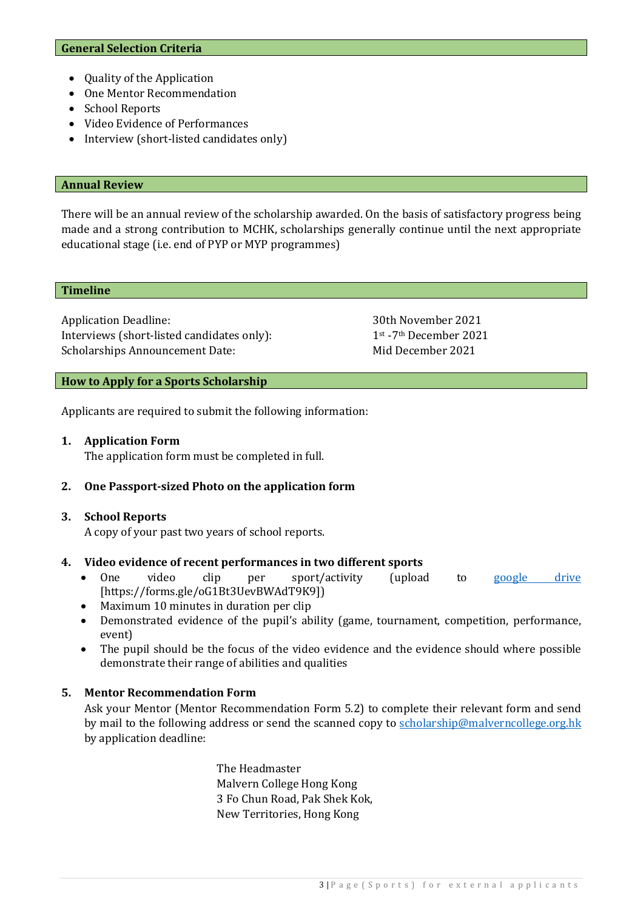## General Selection Criteria

- Quality of the Application
- One Mentor Recommendation
- School Reports
- Video Evidence of Performances
- Interview (short-listed candidates only)

## Annual Review

There will be an annual review of the scholarship awarded. On the basis of satisfactory progress being made and a strong contribution to MCHK, scholarships generally continue until the next appropriate educational stage (i.e. end of PYP or MYP programmes)

## Timeline

| | |
|---|---|
| Application Deadline: | 30th November 2021 |
| Interviews (short-listed candidates only): | 1st -7th December 2021 |
| Scholarships Announcement Date: | Mid December 2021 |

## How to Apply for a Sports Scholarship

Applicants are required to submit the following information:

1. **Application Form**
   The application form must be completed in full.

2. **One Passport-sized Photo on the application form**

3. **School Reports**
   A copy of your past two years of school reports.

4. **Video evidence of recent performances in two different sports**
   - One video clip per sport/activity (upload to google drive [https://forms.gle/oG1Bt3UevBWAdT9K9])
   - Maximum 10 minutes in duration per clip
   - Demonstrated evidence of the pupil's ability (game, tournament, competition, performance, event)
   - The pupil should be the focus of the video evidence and the evidence should where possible demonstrate their range of abilities and qualities

5. **Mentor Recommendation Form**
   Ask your Mentor (Mentor Recommendation Form 5.2) to complete their relevant form and send by mail to the following address or send the scanned copy to scholarship@malverncollege.org.hk by application deadline:

   The Headmaster
   Malvern College Hong Kong
   3 Fo Chun Road, Pak Shek Kok,
   New Territories, Hong Kong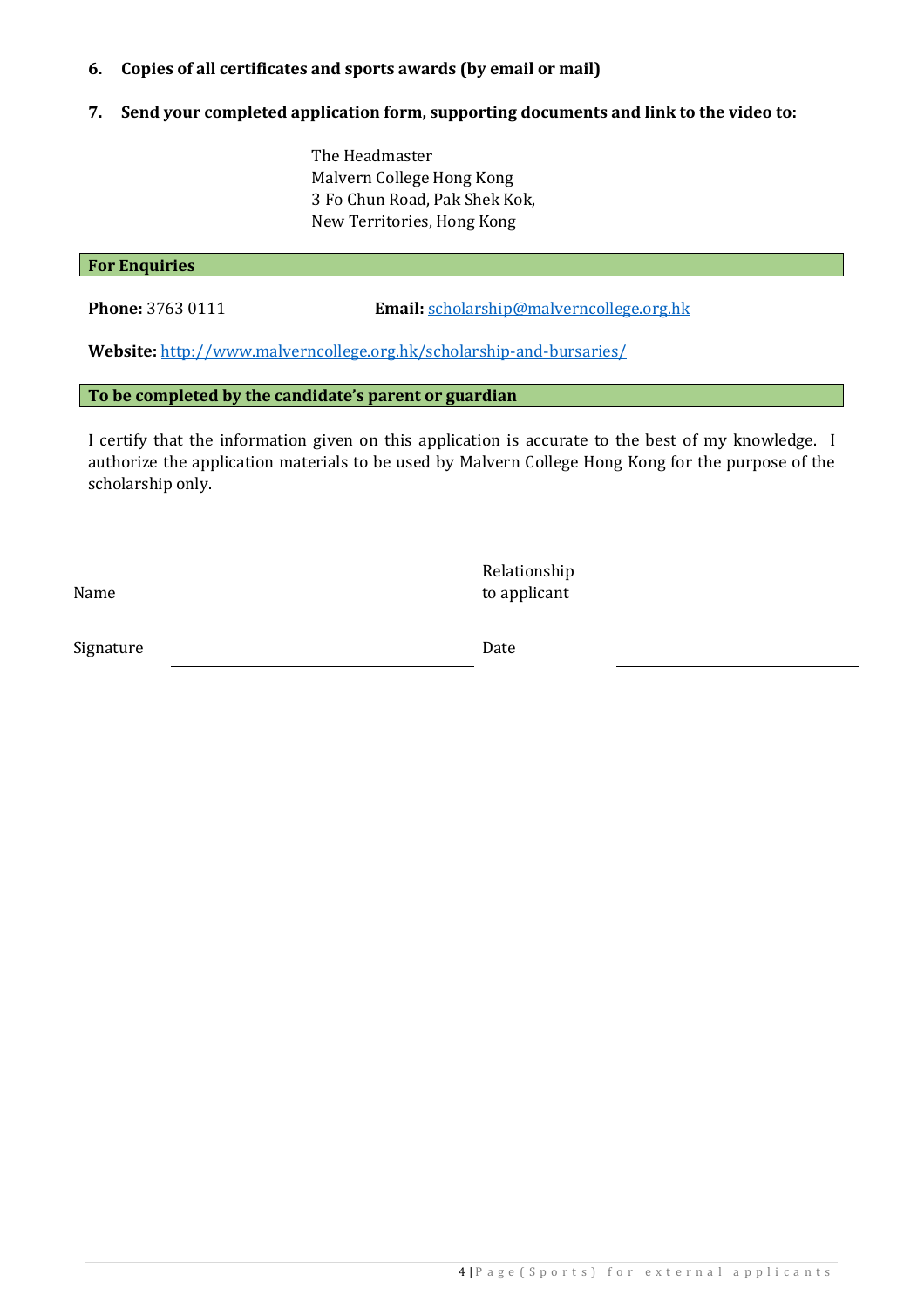6. **Copies of all certificates and sports awards (by email or mail)**

7. **Send your completed application form, supporting documents and link to the video to:**

   The Headmaster
   Malvern College Hong Kong
   3 Fo Chun Road, Pak Shek Kok,
   New Territories, Hong Kong

**For Enquiries**

**Phone:** 3763 0111 **Email:** [scholarship@malverncollege.org.hk](mailto:scholarship@malverncollege.org.hk)

**Website:** [http://www.malverncollege.org.hk/scholarship-and-bursaries/](http://www.malverncollege.org.hk/scholarship-and-bursaries/)

**To be completed by the candidate's parent or guardian**

I certify that the information given on this application is accurate to the best of my knowledge. I authorize the application materials to be used by Malvern College Hong Kong for the purpose of the scholarship only.

Name ______________________________ Relationship to applicant ______________________________

Signature ______________________________ Date ______________________________